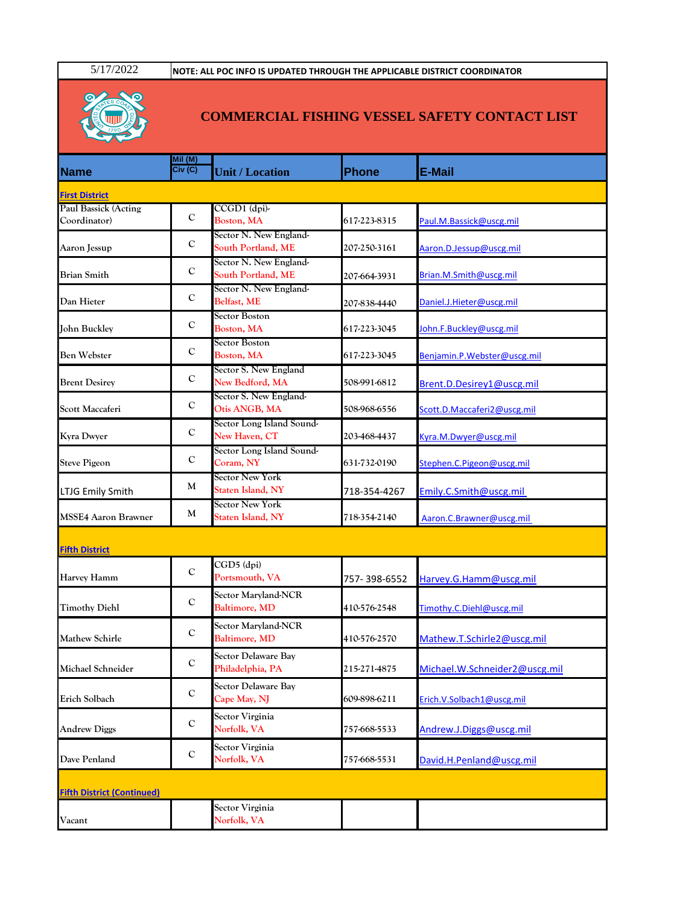5/17/2022 | NOTE: ALL POC INFO IS UPDATED THROUGH THE APPLICABLE DISTRICT COORDINATOR

# COMMERCIAL FISHING VESSEL SAFETY CONTACT LIST

| Name | Mil (M) Civ (C) | Unit / Location | Phone | E-Mail |
|---|---|---|---|---|
| **First District** | | | | |
| Paul Bassick (Acting Coordinator) | C | CCGD1 (dpi)- Boston, MA | 617-223-8315 | Paul.M.Bassick@uscg.mil |
| Aaron Jessup | C | Sector N. New England- South Portland, ME | 207-250-3161 | Aaron.D.Jessup@uscg.mil |
| Brian Smith | C | Sector N. New England- South Portland, ME | 207-664-3931 | Brian.M.Smith@uscg.mil |
| Dan Hieter | C | Sector N. New England- Belfast, ME | 207-838-4440 | Daniel.J.Hieter@uscg.mil |
| John Buckley | C | Sector Boston Boston, MA | 617-223-3045 | John.F.Buckley@uscg.mil |
| Ben Webster | C | Sector Boston Boston, MA | 617-223-3045 | Benjamin.P.Webster@uscg.mil |
| Brent Desirey | C | Sector S. New England New Bedford, MA | 508-991-6812 | Brent.D.Desirey1@uscg.mil |
| Scott Maccaferi | C | Sector S. New England- Otis ANGB, MA | 508-968-6556 | Scott.D.Maccaferi2@uscg.mil |
| Kyra Dwyer | C | Sector Long Island Sound- New Haven, CT | 203-468-4437 | Kyra.M.Dwyer@uscg.mil |
| Steve Pigeon | C | Sector Long Island Sound- Coram, NY | 631-732-0190 | Stephen.C.Pigeon@uscg.mil |
| LTJG Emily Smith | M | Sector New York Staten Island, NY | 718-354-4267 | Emily.C.Smith@uscg.mil |
| MSSE4 Aaron Brawner | M | Sector New York Staten Island, NY | 718-354-2140 | Aaron.C.Brawner@uscg.mil |
| **Fifth District** | | | | |
| Harvey Hamm | C | CGD5 (dpi) Portsmouth, VA | 757- 398-6552 | Harvey.G.Hamm@uscg.mil |
| Timothy Diehl | C | Sector Maryland-NCR Baltimore, MD | 410-576-2548 | Timothy.C.Diehl@uscg.mil |
| Mathew Schirle | C | Sector Maryland-NCR Baltimore, MD | 410-576-2570 | Mathew.T.Schirle2@uscg.mil |
| Michael Schneider | C | Sector Delaware Bay Philadelphia, PA | 215-271-4875 | Michael.W.Schneider2@uscg.mil |
| Erich Solbach | C | Sector Delaware Bay Cape May, NJ | 609-898-6211 | Erich.V.Solbach1@uscg.mil |
| Andrew Diggs | C | Sector Virginia Norfolk, VA | 757-668-5533 | Andrew.J.Diggs@uscg.mil |
| Dave Penland | C | Sector Virginia Norfolk, VA | 757-668-5531 | David.H.Penland@uscg.mil |
| **Fifth District (Continued)** | | | | |
| Vacant | | Sector Virginia Norfolk, VA | | |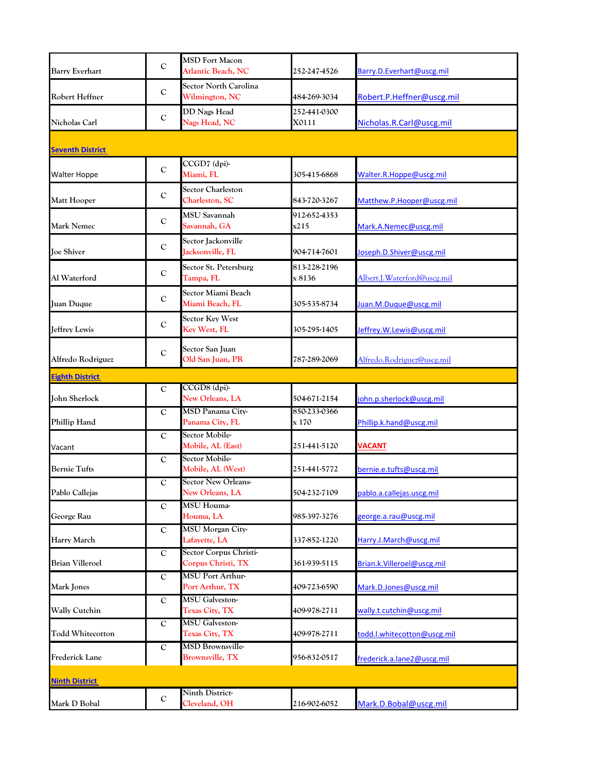| | | | | |
|---|---|---|---|---|
| Barry Everhart | C | MSD Fort Macon<br>Atlantic Beach, NC | 252-247-4526 | Barry.D.Everhart@uscg.mil |
| Robert Heffner | C | Sector North Carolina<br>Wilmington, NC | 484-269-3034 | Robert.P.Heffner@uscg.mil |
| Nicholas Carl | C | DD Nags Head<br>Nags Head, NC | 252-441-0300<br>X0111 | Nicholas.R.Carl@uscg.mil |
| **Seventh District** | | | | |
| Walter Hoppe | C | CCGD7 (dpi)-<br>Miami, FL | 305-415-6868 | Walter.R.Hoppe@uscg.mil |
| Matt Hooper | C | Sector Charleston<br>Charleston, SC | 843-720-3267 | Matthew.P.Hooper@uscg.mil |
| Mark Nemec | C | MSU Savannah<br>Savannah, GA | 912-652-4353<br>x215 | Mark.A.Nemec@uscg.mil |
| Joe Shiver | C | Sector Jacksonville<br>Jacksonville, FL | 904-714-7601 | Joseph.D.Shiver@uscg.mil |
| Al Waterford | C | Sector St. Petersburg<br>Tampa, FL | 813-228-2196<br>x 8136 | Albert.J.Waterford@uscg.mil |
| Juan Duque | C | Sector Miami Beach<br>Miami Beach, FL | 305-535-8734 | Juan.M.Duque@uscg.mil |
| Jeffrey Lewis | C | Sector Key West<br>Key West, FL | 305-295-1405 | Jeffrey.W.Lewis@uscg.mil |
| Alfredo Rodriguez | C | Sector San Juan<br>Old San Juan, PR | 787-289-2069 | Alfredo.Rodriguez@uscg.mil |
| **Eighth District** | | | | |
| John Sherlock | C | CCGD8 (dpi)-<br>New Orleans, LA | 504-671-2154 | john.p.sherlock@uscg.mil |
| Phillip Hand | C | MSD Panama City-<br>Panama City, FL | 850-233-0366<br>x 170 | Phillip.k.hand@uscg.mil |
| Vacant | C | Sector Mobile-<br>Mobile, AL (East) | 251-441-5120 | VACANT |
| Bernie Tufts | C | Sector Mobile-<br>Mobile, AL (West) | 251-441-5772 | bernie.e.tufts@uscg.mil |
| Pablo Callejas | C | Sector New Orleans-<br>New Orleans, LA | 504-232-7109 | pablo.a.callejas.uscg.mil |
| George Rau | C | MSU Houma-<br>Houma, LA | 985-397-3276 | george.a.rau@uscg.mil |
| Harry March | C | MSU Morgan City-<br>Lafayette, LA | 337-852-1220 | Harry.J.March@uscg.mil |
| Brian Villeroel | C | Sector Corpus Christi-<br>Corpus Christi, TX | 361-939-5115 | Brian.k.Villeroel@uscg.mil |
| Mark Jones | C | MSU Port Arthur-<br>Port Arthur, TX | 409-723-6590 | Mark.D.Jones@uscg.mil |
| Wally Cutchin | C | MSU Galveston-<br>Texas City, TX | 409-978-2711 | wally.t.cutchin@uscg.mil |
| Todd Whitecotton | C | MSU Galveston-<br>Texas City, TX | 409-978-2711 | todd.l.whitecotton@uscg.mil |
| Frederick Lane | C | MSD Brownsville-<br>Brownsville, TX | 956-832-0517 | frederick.a.lane2@uscg.mil |
| **Ninth District** | | | | |
| Mark D Bobal | C | Ninth District-<br>Cleveland, OH | 216-902-6052 | Mark.D.Bobal@uscg.mil |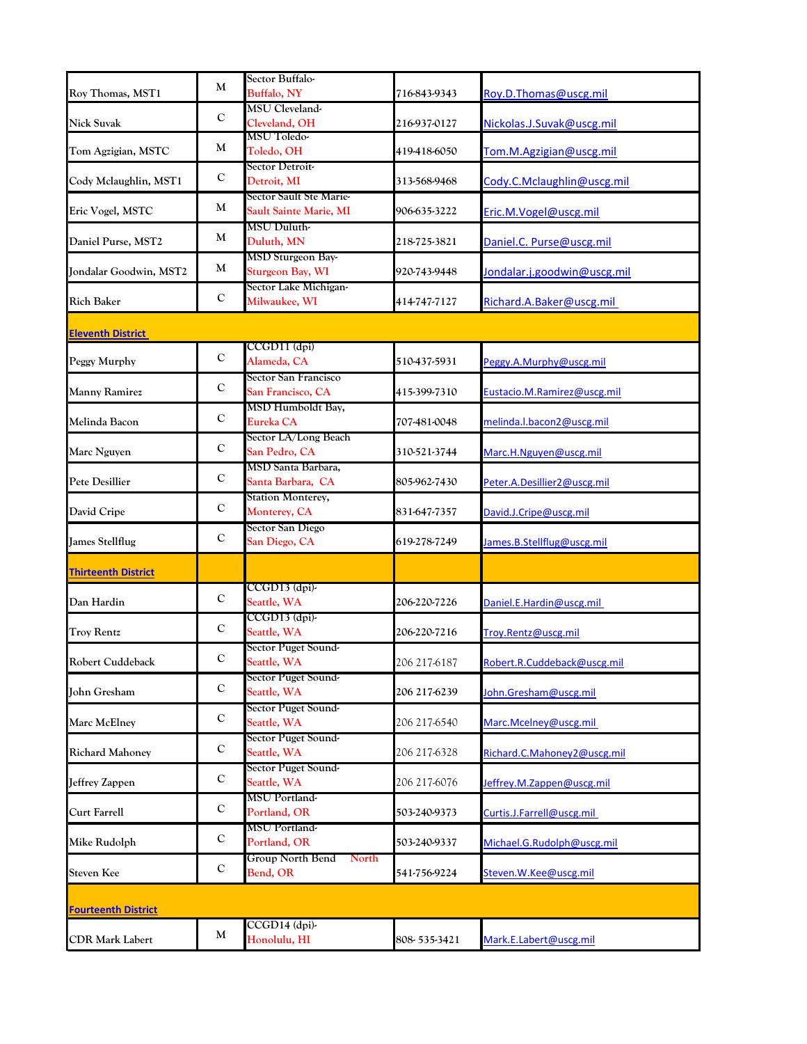| Name | M/C | Unit / Location | Phone | Email |
|---|---|---|---|---|
| Roy Thomas, MST1 | M | Sector Buffalo- Buffalo, NY | 716-843-9343 | Roy.D.Thomas@uscg.mil |
| Nick Suvak | C | MSU Cleveland- Cleveland, OH | 216-937-0127 | Nickolas.J.Suvak@uscg.mil |
| Tom Agzigian, MSTC | M | MSU Toledo- Toledo, OH | 419-418-6050 | Tom.M.Agzigian@uscg.mil |
| Cody Mclaughlin, MST1 | C | Sector Detroit- Detroit, MI | 313-568-9468 | Cody.C.Mclaughlin@uscg.mil |
| Eric Vogel, MSTC | M | Sector Sault Ste Marie- Sault Sainte Marie, MI | 906-635-3222 | Eric.M.Vogel@uscg.mil |
| Daniel Purse, MST2 | M | MSU Duluth- Duluth, MN | 218-725-3821 | Daniel.C. Purse@uscg.mil |
| Jondalar Goodwin, MST2 | M | MSD Sturgeon Bay- Sturgeon Bay, WI | 920-743-9448 | Jondalar.j.goodwin@uscg.mil |
| Rich Baker | C | Sector Lake Michigan- Milwaukee, WI | 414-747-7127 | Richard.A.Baker@uscg.mil |
| **Eleventh District** | | | | |
| Peggy Murphy | C | CCGD11 (dpi) Alameda, CA | 510-437-5931 | Peggy.A.Murphy@uscg.mil |
| Manny Ramirez | C | Sector San Francisco San Francisco, CA | 415-399-7310 | Eustacio.M.Ramirez@uscg.mil |
| Melinda Bacon | C | MSD Humboldt Bay, Eureka CA | 707-481-0048 | melinda.l.bacon2@uscg.mil |
| Marc Nguyen | C | Sector LA/Long Beach San Pedro, CA | 310-521-3744 | Marc.H.Nguyen@uscg.mil |
| Pete Desillier | C | MSD Santa Barbara, Santa Barbara, CA | 805-962-7430 | Peter.A.Desillier2@uscg.mil |
| David Cripe | C | Station Monterey, Monterey, CA | 831-647-7357 | David.J.Cripe@uscg.mil |
| James Stellflug | C | Sector San Diego San Diego, CA | 619-278-7249 | James.B.Stellflug@uscg.mil |
| **Thirteenth District** | | | | |
| Dan Hardin | C | CCGD13 (dpi)- Seattle, WA | 206-220-7226 | Daniel.E.Hardin@uscg.mil |
| Troy Rentz | C | CCGD13 (dpi)- Seattle, WA | 206-220-7216 | Troy.Rentz@uscg.mil |
| Robert Cuddeback | C | Sector Puget Sound- Seattle, WA | 206 217-6187 | Robert.R.Cuddeback@uscg.mil |
| John Gresham | C | Sector Puget Sound- Seattle, WA | 206 217-6239 | John.Gresham@uscg.mil |
| Marc McElney | C | Sector Puget Sound- Seattle, WA | 206 217-6540 | Marc.Mcelney@uscg.mil |
| Richard Mahoney | C | Sector Puget Sound- Seattle, WA | 206 217-6328 | Richard.C.Mahoney2@uscg.mil |
| Jeffrey Zappen | C | Sector Puget Sound- Seattle, WA | 206 217-6076 | Jeffrey.M.Zappen@uscg.mil |
| Curt Farrell | C | MSU Portland- Portland, OR | 503-240-9373 | Curtis.J.Farrell@uscg.mil |
| Mike Rudolph | C | MSU Portland- Portland, OR | 503-240-9337 | Michael.G.Rudolph@uscg.mil |
| Steven Kee | C | Group North Bend North Bend, OR | 541-756-9224 | Steven.W.Kee@uscg.mil |
| **Fourteenth District** | | | | |
| CDR Mark Labert | M | CCGD14 (dpi)- Honolulu, HI | 808- 535-3421 | Mark.E.Labert@uscg.mil |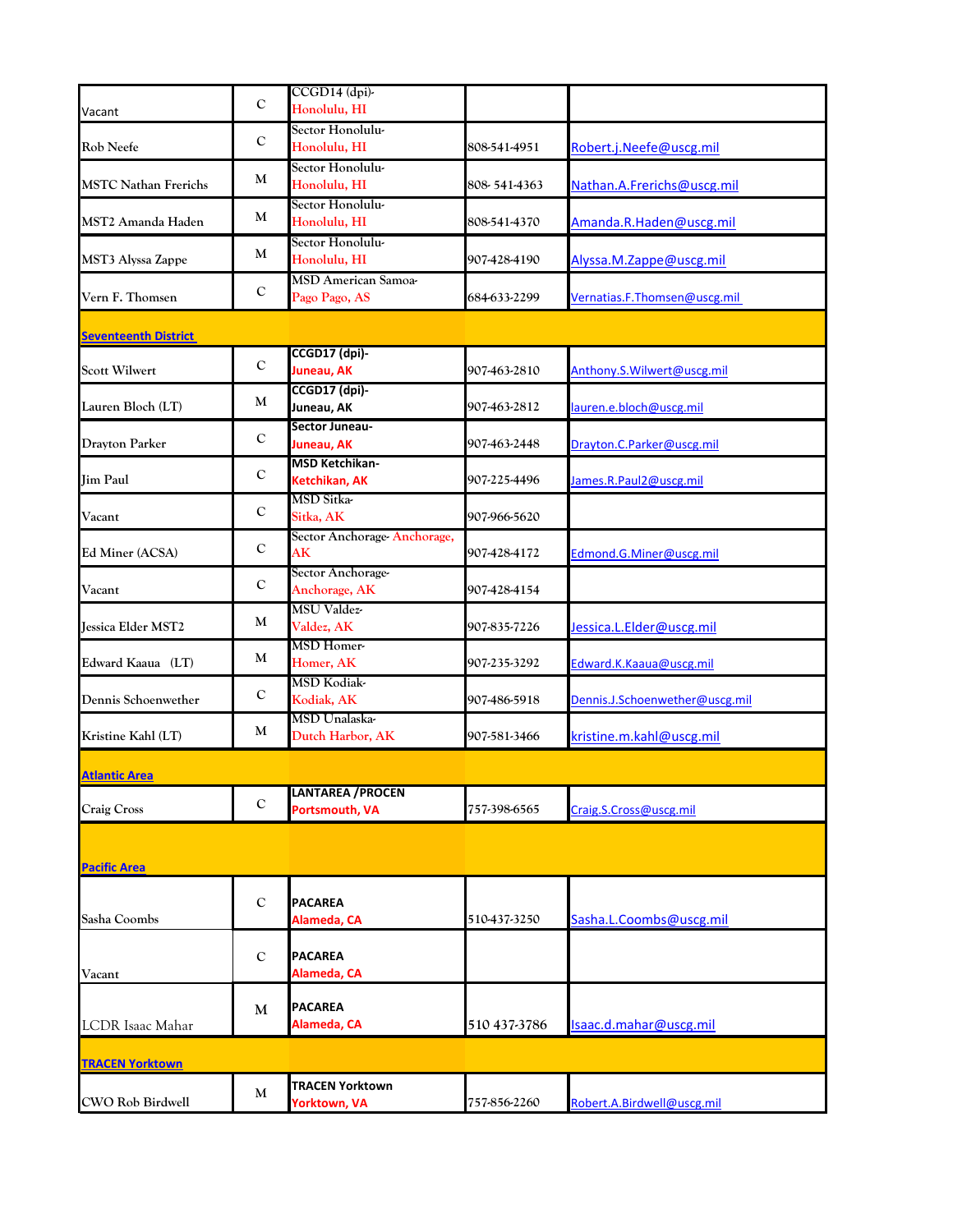| | | | | |
|---|---|---|---|---|
| Vacant | C | CCGD14 (dpi)-<br>Honolulu, HI | | |
| Rob Neefe | C | Sector Honolulu-<br>Honolulu, HI | 808-541-4951 | Robert.j.Neefe@uscg.mil |
| MSTC Nathan Frerichs | M | Sector Honolulu-<br>Honolulu, HI | 808- 541-4363 | Nathan.A.Frerichs@uscg.mil |
| MST2 Amanda Haden | M | Sector Honolulu-<br>Honolulu, HI | 808-541-4370 | Amanda.R.Haden@uscg.mil |
| MST3 Alyssa Zappe | M | Sector Honolulu-<br>Honolulu, HI | 907-428-4190 | Alyssa.M.Zappe@uscg.mil |
| Vern F. Thomsen | C | MSD American Samoa-<br>Pago Pago, AS | 684-633-2299 | Vernatias.F.Thomsen@uscg.mil |
| **Seventeenth District** | | | | |
| Scott Wilwert | C | **CCGD17 (dpi)-<br>Juneau, AK** | 907-463-2810 | Anthony.S.Wilwert@uscg.mil |
| Lauren Bloch (LT) | M | **CCGD17 (dpi)-<br>Juneau, AK** | 907-463-2812 | lauren.e.bloch@uscg.mil |
| Drayton Parker | C | **Sector Juneau-<br>Juneau, AK** | 907-463-2448 | Drayton.C.Parker@uscg.mil |
| Jim Paul | C | **MSD Ketchikan-<br>Ketchikan, AK** | 907-225-4496 | James.R.Paul2@uscg.mil |
| Vacant | C | MSD Sitka-<br>Sitka, AK | 907-966-5620 | |
| Ed Miner (ACSA) | C | Sector Anchorage- Anchorage, AK | 907-428-4172 | Edmond.G.Miner@uscg.mil |
| Vacant | C | Sector Anchorage-<br>Anchorage, AK | 907-428-4154 | |
| Jessica Elder MST2 | M | MSU Valdez-<br>Valdez, AK | 907-835-7226 | Jessica.L.Elder@uscg.mil |
| Edward Kaaua (LT) | M | MSD Homer-<br>Homer, AK | 907-235-3292 | Edward.K.Kaaua@uscg.mil |
| Dennis Schoenwether | C | MSD Kodiak-<br>Kodiak, AK | 907-486-5918 | Dennis.J.Schoenwether@uscg.mil |
| Kristine Kahl (LT) | M | MSD Unalaska-<br>Dutch Harbor, AK | 907-581-3466 | kristine.m.kahl@uscg.mil |
| **Atlantic Area** | | | | |
| Craig Cross | C | **LANTAREA /PROCEN<br>Portsmouth, VA** | 757-398-6565 | Craig.S.Cross@uscg.mil |
| **Pacific Area** | | | | |
| Sasha Coombs | C | **PACAREA<br>Alameda, CA** | 510-437-3250 | Sasha.L.Coombs@uscg.mil |
| Vacant | C | **PACAREA<br>Alameda, CA** | | |
| LCDR Isaac Mahar | M | **PACAREA<br>Alameda, CA** | 510 437-3786 | Isaac.d.mahar@uscg.mil |
| **TRACEN Yorktown** | | | | |
| CWO Rob Birdwell | M | **TRACEN Yorktown<br>Yorktown, VA** | 757-856-2260 | Robert.A.Birdwell@uscg.mil |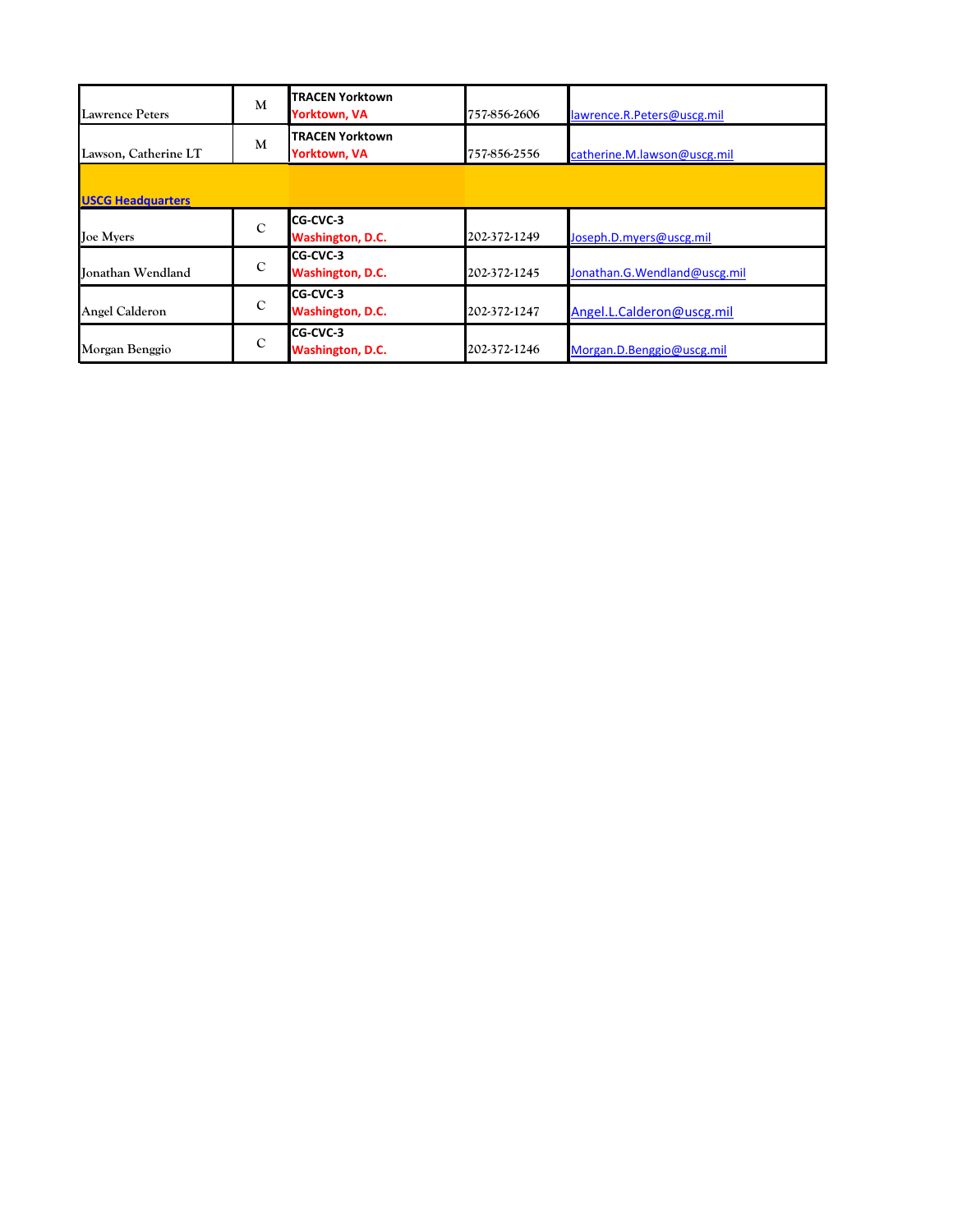| | | | | |
|---|---|---|---|---|
| Lawrence Peters | M | TRACEN Yorktown<br>Yorktown, VA | 757-856-2606 | lawrence.R.Peters@uscg.mil |
| Lawson, Catherine LT | M | TRACEN Yorktown<br>Yorktown, VA | 757-856-2556 | catherine.M.lawson@uscg.mil |
| **USCG Headquarters** | | | | |
| Joe Myers | C | CG-CVC-3<br>Washington, D.C. | 202-372-1249 | Joseph.D.myers@uscg.mil |
| Jonathan Wendland | C | CG-CVC-3<br>Washington, D.C. | 202-372-1245 | Jonathan.G.Wendland@uscg.mil |
| Angel Calderon | C | CG-CVC-3<br>Washington, D.C. | 202-372-1247 | Angel.L.Calderon@uscg.mil |
| Morgan Benggio | C | CG-CVC-3<br>Washington, D.C. | 202-372-1246 | Morgan.D.Benggio@uscg.mil |